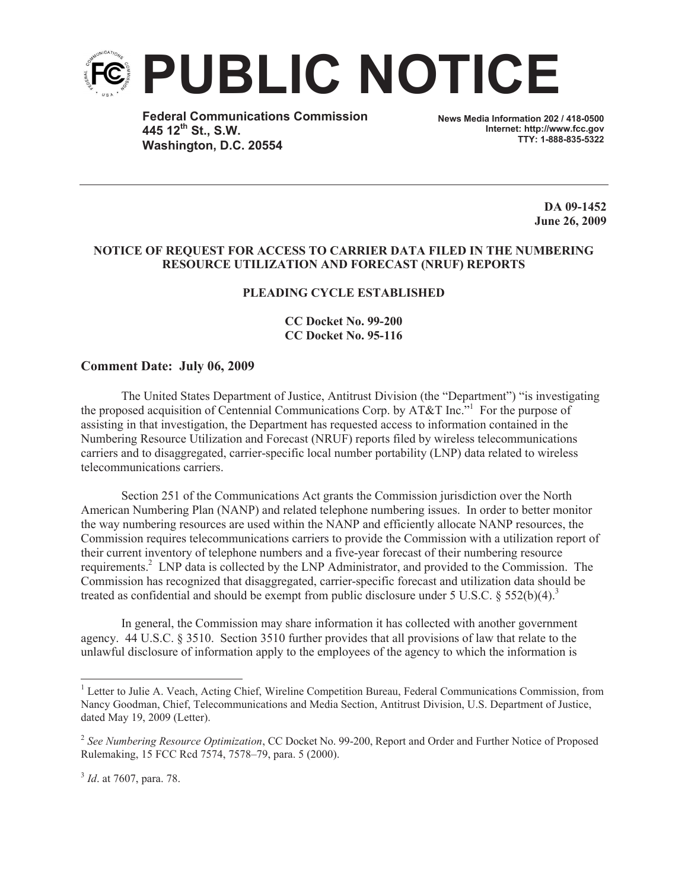# PUBLIC NOTICE

**Federal Communications Commission**
**445 12th St., S.W.**
**Washington, D.C. 20554**

**News Media Information 202 / 418-0500**
**Internet: http://www.fcc.gov**
**TTY: 1-888-835-5322**

---

**DA 09-1452**
**June 26, 2009**

**NOTICE OF REQUEST FOR ACCESS TO CARRIER DATA FILED IN THE NUMBERING RESOURCE UTILIZATION AND FORECAST (NRUF) REPORTS**

**PLEADING CYCLE ESTABLISHED**

**CC Docket No. 99-200**
**CC Docket No. 95-116**

## Comment Date: July 06, 2009

The United States Department of Justice, Antitrust Division (the "Department") "is investigating the proposed acquisition of Centennial Communications Corp. by AT&T Inc."[1] For the purpose of assisting in that investigation, the Department has requested access to information contained in the Numbering Resource Utilization and Forecast (NRUF) reports filed by wireless telecommunications carriers and to disaggregated, carrier-specific local number portability (LNP) data related to wireless telecommunications carriers.

Section 251 of the Communications Act grants the Commission jurisdiction over the North American Numbering Plan (NANP) and related telephone numbering issues. In order to better monitor the way numbering resources are used within the NANP and efficiently allocate NANP resources, the Commission requires telecommunications carriers to provide the Commission with a utilization report of their current inventory of telephone numbers and a five-year forecast of their numbering resource requirements.[2] LNP data is collected by the LNP Administrator, and provided to the Commission. The Commission has recognized that disaggregated, carrier-specific forecast and utilization data should be treated as confidential and should be exempt from public disclosure under 5 U.S.C. § 552(b)(4).[3]

In general, the Commission may share information it has collected with another government agency. 44 U.S.C. § 3510. Section 3510 further provides that all provisions of law that relate to the unlawful disclosure of information apply to the employees of the agency to which the information is

---

[1] Letter to Julie A. Veach, Acting Chief, Wireline Competition Bureau, Federal Communications Commission, from Nancy Goodman, Chief, Telecommunications and Media Section, Antitrust Division, U.S. Department of Justice, dated May 19, 2009 (Letter).

[2] *See Numbering Resource Optimization*, CC Docket No. 99-200, Report and Order and Further Notice of Proposed Rulemaking, 15 FCC Rcd 7574, 7578–79, para. 5 (2000).

[3] *Id*. at 7607, para. 78.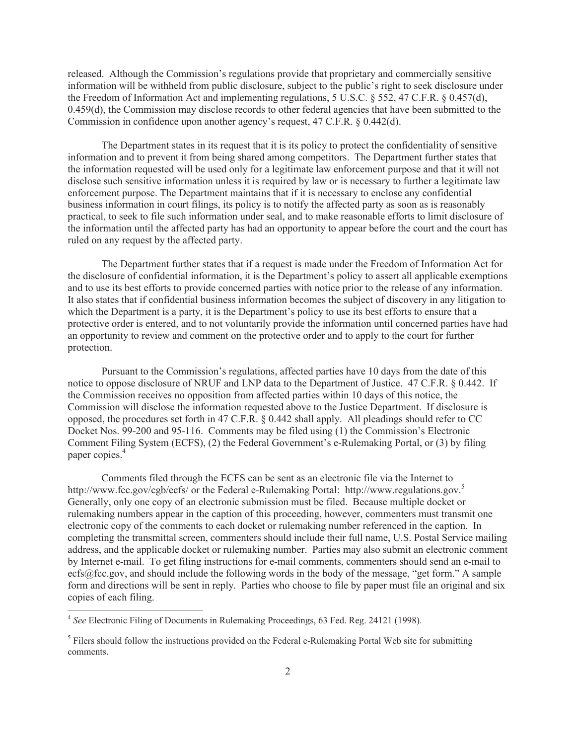released. Although the Commission's regulations provide that proprietary and commercially sensitive information will be withheld from public disclosure, subject to the public's right to seek disclosure under the Freedom of Information Act and implementing regulations, 5 U.S.C. § 552, 47 C.F.R. § 0.457(d), 0.459(d), the Commission may disclose records to other federal agencies that have been submitted to the Commission in confidence upon another agency's request, 47 C.F.R. § 0.442(d).

The Department states in its request that it is its policy to protect the confidentiality of sensitive information and to prevent it from being shared among competitors. The Department further states that the information requested will be used only for a legitimate law enforcement purpose and that it will not disclose such sensitive information unless it is required by law or is necessary to further a legitimate law enforcement purpose. The Department maintains that if it is necessary to enclose any confidential business information in court filings, its policy is to notify the affected party as soon as is reasonably practical, to seek to file such information under seal, and to make reasonable efforts to limit disclosure of the information until the affected party has had an opportunity to appear before the court and the court has ruled on any request by the affected party.

The Department further states that if a request is made under the Freedom of Information Act for the disclosure of confidential information, it is the Department's policy to assert all applicable exemptions and to use its best efforts to provide concerned parties with notice prior to the release of any information. It also states that if confidential business information becomes the subject of discovery in any litigation to which the Department is a party, it is the Department's policy to use its best efforts to ensure that a protective order is entered, and to not voluntarily provide the information until concerned parties have had an opportunity to review and comment on the protective order and to apply to the court for further protection.

Pursuant to the Commission's regulations, affected parties have 10 days from the date of this notice to oppose disclosure of NRUF and LNP data to the Department of Justice. 47 C.F.R. § 0.442. If the Commission receives no opposition from affected parties within 10 days of this notice, the Commission will disclose the information requested above to the Justice Department. If disclosure is opposed, the procedures set forth in 47 C.F.R. § 0.442 shall apply. All pleadings should refer to CC Docket Nos. 99-200 and 95-116. Comments may be filed using (1) the Commission's Electronic Comment Filing System (ECFS), (2) the Federal Government's e-Rulemaking Portal, or (3) by filing paper copies.[4]

Comments filed through the ECFS can be sent as an electronic file via the Internet to http://www.fcc.gov/cgb/ecfs/ or the Federal e-Rulemaking Portal: http://www.regulations.gov.[5] Generally, only one copy of an electronic submission must be filed. Because multiple docket or rulemaking numbers appear in the caption of this proceeding, however, commenters must transmit one electronic copy of the comments to each docket or rulemaking number referenced in the caption. In completing the transmittal screen, commenters should include their full name, U.S. Postal Service mailing address, and the applicable docket or rulemaking number. Parties may also submit an electronic comment by Internet e-mail. To get filing instructions for e-mail comments, commenters should send an e-mail to ecfs@fcc.gov, and should include the following words in the body of the message, "get form." A sample form and directions will be sent in reply. Parties who choose to file by paper must file an original and six copies of each filing.

---

[4] *See* Electronic Filing of Documents in Rulemaking Proceedings, 63 Fed. Reg. 24121 (1998).

[5] Filers should follow the instructions provided on the Federal e-Rulemaking Portal Web site for submitting comments.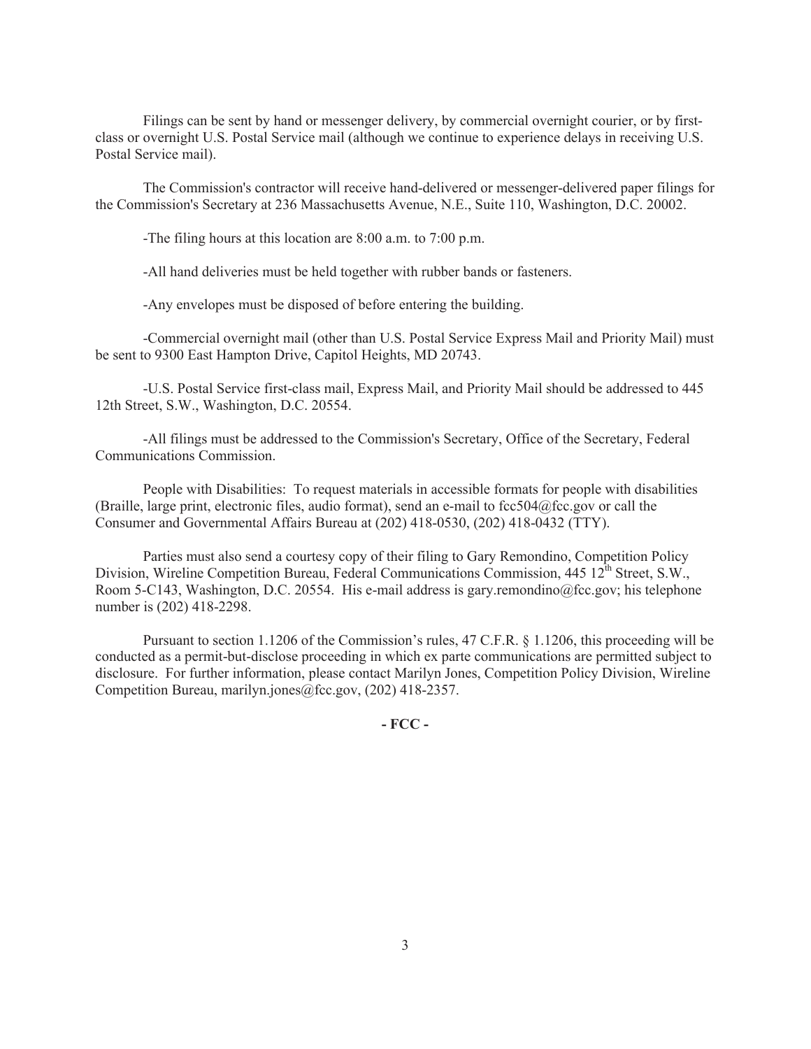Filings can be sent by hand or messenger delivery, by commercial overnight courier, or by first-class or overnight U.S. Postal Service mail (although we continue to experience delays in receiving U.S. Postal Service mail).

The Commission's contractor will receive hand-delivered or messenger-delivered paper filings for the Commission's Secretary at 236 Massachusetts Avenue, N.E., Suite 110, Washington, D.C. 20002.

-The filing hours at this location are 8:00 a.m. to 7:00 p.m.

-All hand deliveries must be held together with rubber bands or fasteners.

-Any envelopes must be disposed of before entering the building.

-Commercial overnight mail (other than U.S. Postal Service Express Mail and Priority Mail) must be sent to 9300 East Hampton Drive, Capitol Heights, MD 20743.

-U.S. Postal Service first-class mail, Express Mail, and Priority Mail should be addressed to 445 12th Street, S.W., Washington, D.C. 20554.

-All filings must be addressed to the Commission's Secretary, Office of the Secretary, Federal Communications Commission.

People with Disabilities: To request materials in accessible formats for people with disabilities (Braille, large print, electronic files, audio format), send an e-mail to fcc504@fcc.gov or call the Consumer and Governmental Affairs Bureau at (202) 418-0530, (202) 418-0432 (TTY).

Parties must also send a courtesy copy of their filing to Gary Remondino, Competition Policy Division, Wireline Competition Bureau, Federal Communications Commission, 445 12th Street, S.W., Room 5-C143, Washington, D.C. 20554. His e-mail address is gary.remondino@fcc.gov; his telephone number is (202) 418-2298.

Pursuant to section 1.1206 of the Commission's rules, 47 C.F.R. § 1.1206, this proceeding will be conducted as a permit-but-disclose proceeding in which ex parte communications are permitted subject to disclosure. For further information, please contact Marilyn Jones, Competition Policy Division, Wireline Competition Bureau, marilyn.jones@fcc.gov, (202) 418-2357.

**- FCC -**